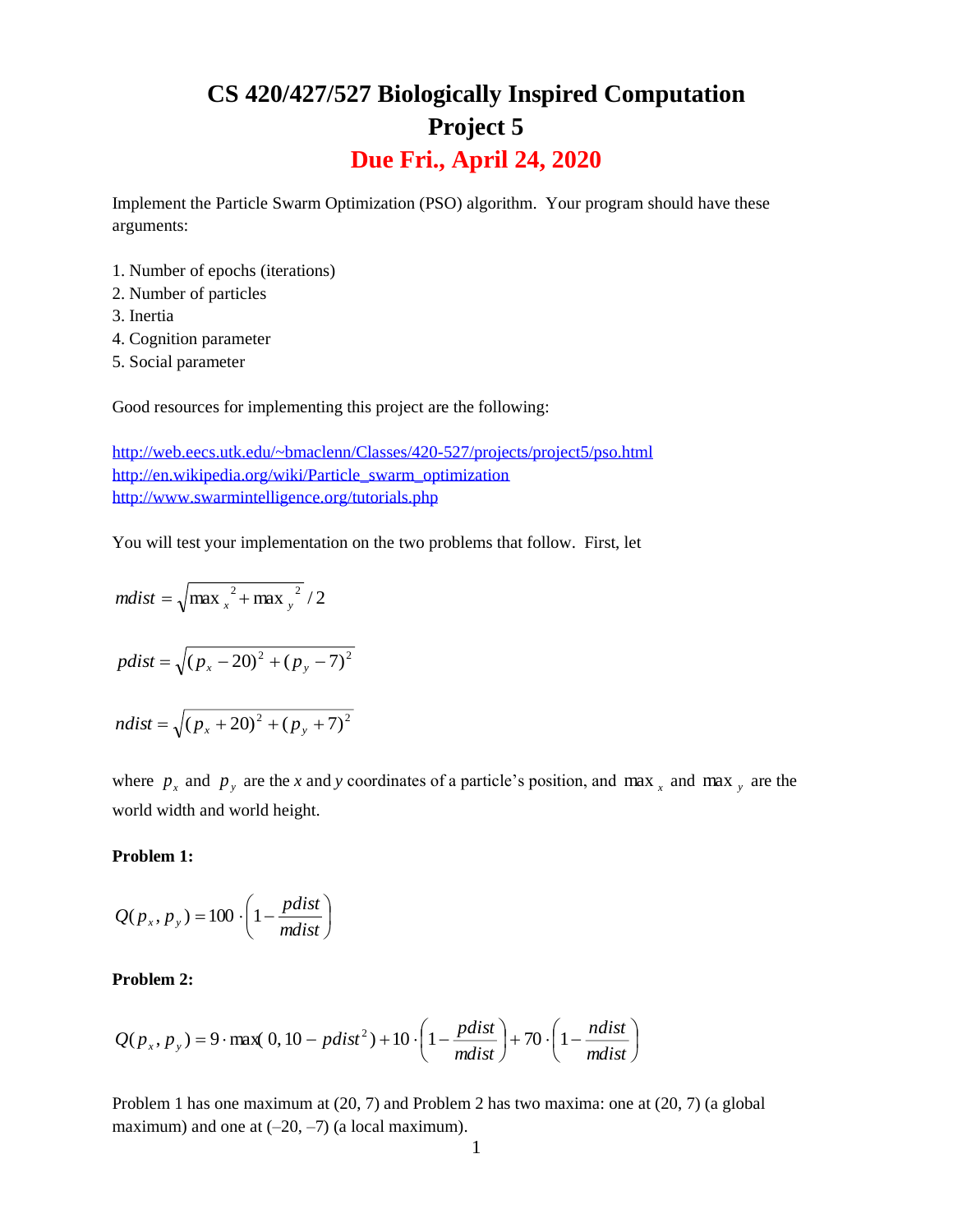# CS 420/427/527 Biologically Inspired Computation

# Project 5

## Due Fri., April 24, 2020

Implement the Particle Swarm Optimization (PSO) algorithm. Your program should have these arguments:

1. Number of epochs (iterations)
2. Number of particles
3. Inertia
4. Cognition parameter
5. Social parameter

Good resources for implementing this project are the following:

http://web.eecs.utk.edu/~bmaclenn/Classes/420-527/projects/project5/pso.html
http://en.wikipedia.org/wiki/Particle_swarm_optimization
http://www.swarmintelligence.org/tutorials.php

You will test your implementation on the two problems that follow. First, let

$$mdist = \sqrt{\max_x{}^2 + \max_y{}^2} / 2$$

$$pdist = \sqrt{(p_x - 20)^2 + (p_y - 7)^2}$$

$$ndist = \sqrt{(p_x + 20)^2 + (p_y + 7)^2}$$

where $p_x$ and $p_y$ are the *x* and *y* coordinates of a particle's position, and $\max_x$ and $\max_y$ are the world width and world height.

**Problem 1:**

$$Q(p_x, p_y) = 100 \cdot \left(1 - \frac{pdist}{mdist}\right)$$

**Problem 2:**

$$Q(p_x, p_y) = 9 \cdot \max(0, 10 - pdist^2) + 10 \cdot \left(1 - \frac{pdist}{mdist}\right) + 70 \cdot \left(1 - \frac{ndist}{mdist}\right)$$

Problem 1 has one maximum at (20, 7) and Problem 2 has two maxima: one at (20, 7) (a global maximum) and one at (–20, –7) (a local maximum).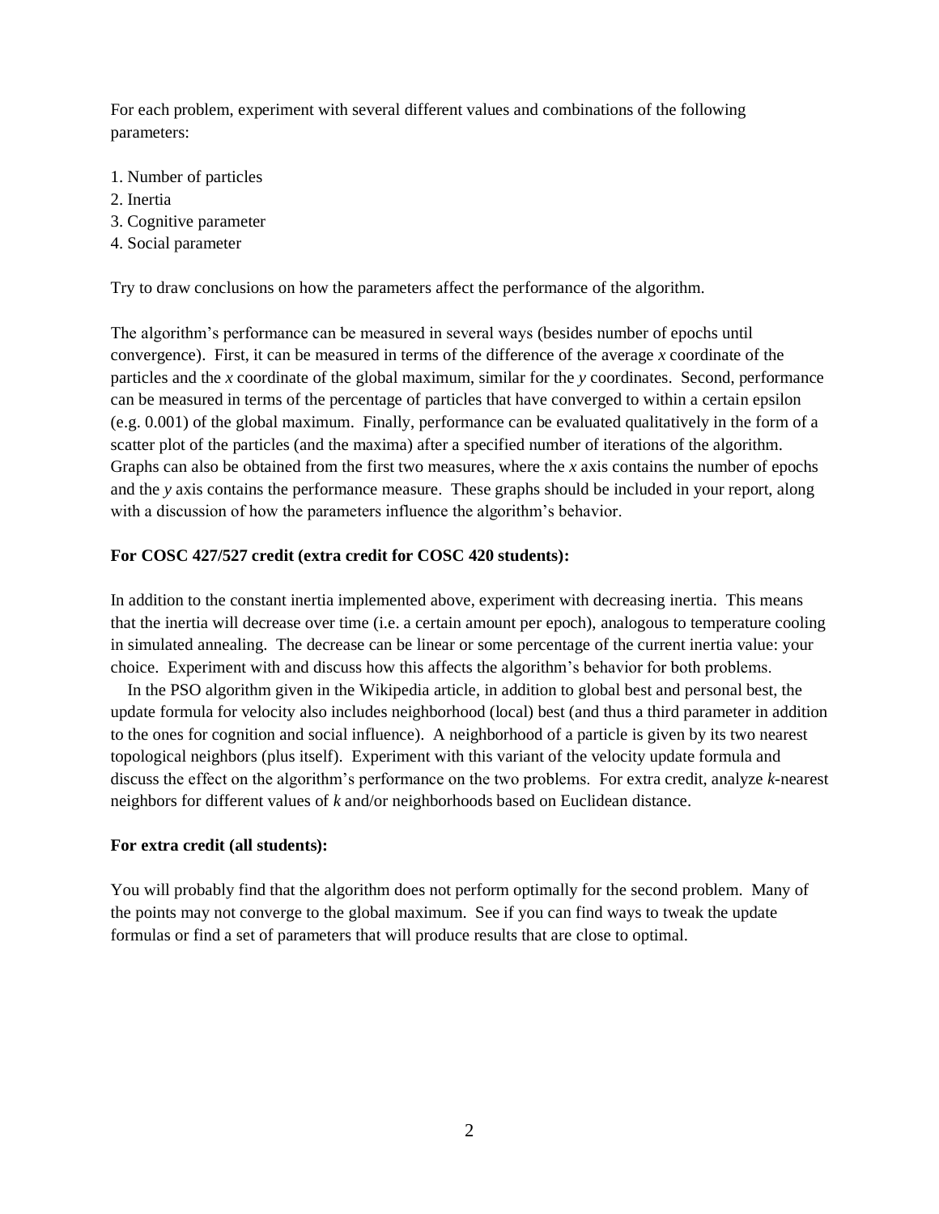For each problem, experiment with several different values and combinations of the following parameters:

1. Number of particles
2. Inertia
3. Cognitive parameter
4. Social parameter

Try to draw conclusions on how the parameters affect the performance of the algorithm.

The algorithm's performance can be measured in several ways (besides number of epochs until convergence). First, it can be measured in terms of the difference of the average *x* coordinate of the particles and the *x* coordinate of the global maximum, similar for the *y* coordinates. Second, performance can be measured in terms of the percentage of particles that have converged to within a certain epsilon (e.g. 0.001) of the global maximum. Finally, performance can be evaluated qualitatively in the form of a scatter plot of the particles (and the maxima) after a specified number of iterations of the algorithm. Graphs can also be obtained from the first two measures, where the *x* axis contains the number of epochs and the *y* axis contains the performance measure. These graphs should be included in your report, along with a discussion of how the parameters influence the algorithm's behavior.

**For COSC 427/527 credit (extra credit for COSC 420 students):**

In addition to the constant inertia implemented above, experiment with decreasing inertia. This means that the inertia will decrease over time (i.e. a certain amount per epoch), analogous to temperature cooling in simulated annealing. The decrease can be linear or some percentage of the current inertia value: your choice. Experiment with and discuss how this affects the algorithm's behavior for both problems.

In the PSO algorithm given in the Wikipedia article, in addition to global best and personal best, the update formula for velocity also includes neighborhood (local) best (and thus a third parameter in addition to the ones for cognition and social influence). A neighborhood of a particle is given by its two nearest topological neighbors (plus itself). Experiment with this variant of the velocity update formula and discuss the effect on the algorithm's performance on the two problems. For extra credit, analyze *k*-nearest neighbors for different values of *k* and/or neighborhoods based on Euclidean distance.

**For extra credit (all students):**

You will probably find that the algorithm does not perform optimally for the second problem. Many of the points may not converge to the global maximum. See if you can find ways to tweak the update formulas or find a set of parameters that will produce results that are close to optimal.